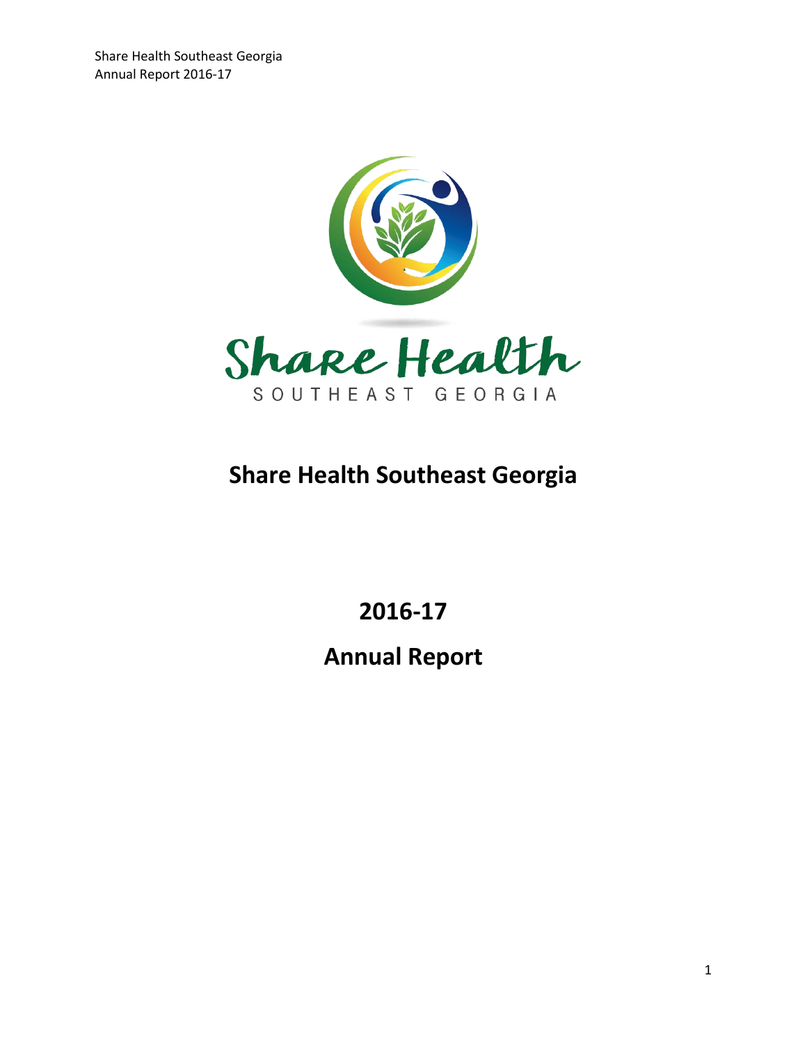# Share Health Southeast Georgia

## 2016-17

## Annual Report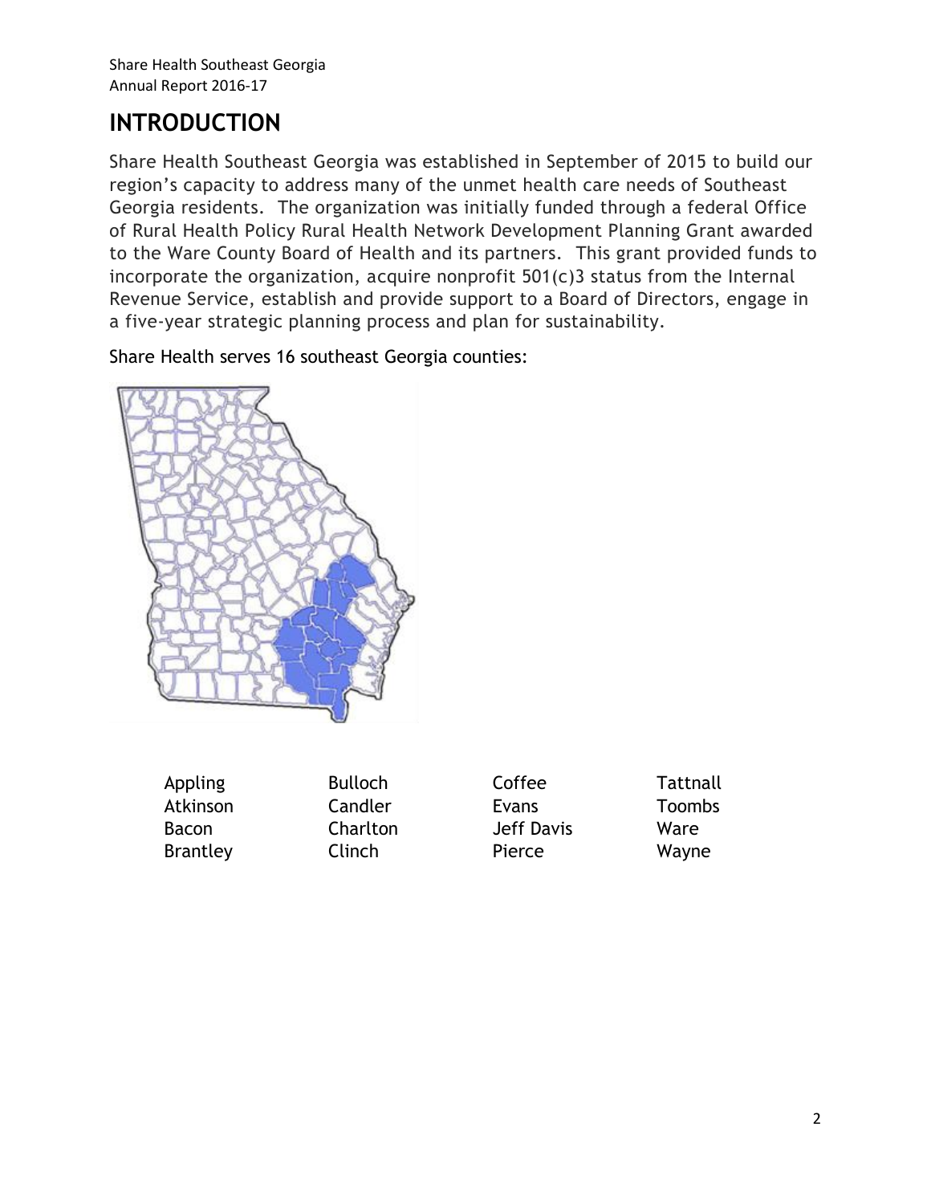# INTRODUCTION

Share Health Southeast Georgia was established in September of 2015 to build our region's capacity to address many of the unmet health care needs of Southeast Georgia residents. The organization was initially funded through a federal Office of Rural Health Policy Rural Health Network Development Planning Grant awarded to the Ware County Board of Health and its partners. This grant provided funds to incorporate the organization, acquire nonprofit 501(c)3 status from the Internal Revenue Service, establish and provide support to a Board of Directors, engage in a five-year strategic planning process and plan for sustainability.

Share Health serves 16 southeast Georgia counties:

| | | | |
|---|---|---|---|
| Appling | Bulloch | Coffee | Tattnall |
| Atkinson | Candler | Evans | Toombs |
| Bacon | Charlton | Jeff Davis | Ware |
| Brantley | Clinch | Pierce | Wayne |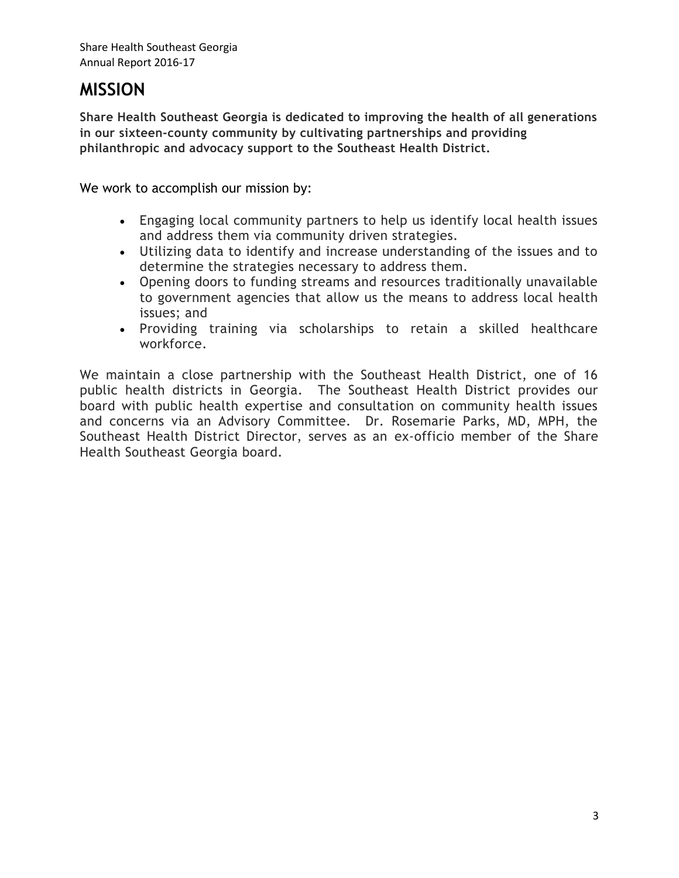# MISSION

**Share Health Southeast Georgia is dedicated to improving the health of all generations in our sixteen-county community by cultivating partnerships and providing philanthropic and advocacy support to the Southeast Health District.**

We work to accomplish our mission by:

- Engaging local community partners to help us identify local health issues and address them via community driven strategies.
- Utilizing data to identify and increase understanding of the issues and to determine the strategies necessary to address them.
- Opening doors to funding streams and resources traditionally unavailable to government agencies that allow us the means to address local health issues; and
- Providing training via scholarships to retain a skilled healthcare workforce.

We maintain a close partnership with the Southeast Health District, one of 16 public health districts in Georgia. The Southeast Health District provides our board with public health expertise and consultation on community health issues and concerns via an Advisory Committee. Dr. Rosemarie Parks, MD, MPH, the Southeast Health District Director, serves as an ex-officio member of the Share Health Southeast Georgia board.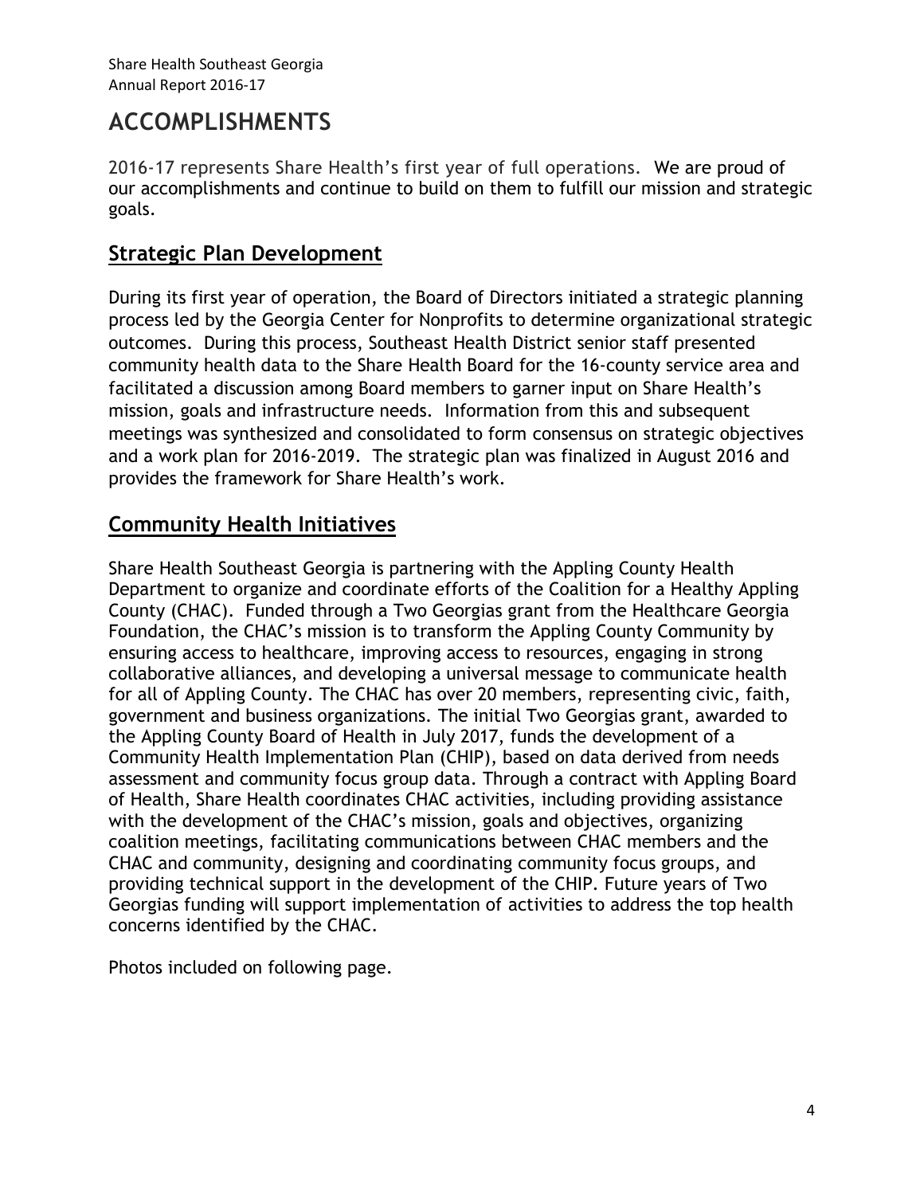# ACCOMPLISHMENTS

2016-17 represents Share Health's first year of full operations. We are proud of our accomplishments and continue to build on them to fulfill our mission and strategic goals.

## Strategic Plan Development

During its first year of operation, the Board of Directors initiated a strategic planning process led by the Georgia Center for Nonprofits to determine organizational strategic outcomes. During this process, Southeast Health District senior staff presented community health data to the Share Health Board for the 16-county service area and facilitated a discussion among Board members to garner input on Share Health's mission, goals and infrastructure needs. Information from this and subsequent meetings was synthesized and consolidated to form consensus on strategic objectives and a work plan for 2016-2019. The strategic plan was finalized in August 2016 and provides the framework for Share Health's work.

## Community Health Initiatives

Share Health Southeast Georgia is partnering with the Appling County Health Department to organize and coordinate efforts of the Coalition for a Healthy Appling County (CHAC). Funded through a Two Georgias grant from the Healthcare Georgia Foundation, the CHAC's mission is to transform the Appling County Community by ensuring access to healthcare, improving access to resources, engaging in strong collaborative alliances, and developing a universal message to communicate health for all of Appling County. The CHAC has over 20 members, representing civic, faith, government and business organizations. The initial Two Georgias grant, awarded to the Appling County Board of Health in July 2017, funds the development of a Community Health Implementation Plan (CHIP), based on data derived from needs assessment and community focus group data. Through a contract with Appling Board of Health, Share Health coordinates CHAC activities, including providing assistance with the development of the CHAC's mission, goals and objectives, organizing coalition meetings, facilitating communications between CHAC members and the CHAC and community, designing and coordinating community focus groups, and providing technical support in the development of the CHIP. Future years of Two Georgias funding will support implementation of activities to address the top health concerns identified by the CHAC.

Photos included on following page.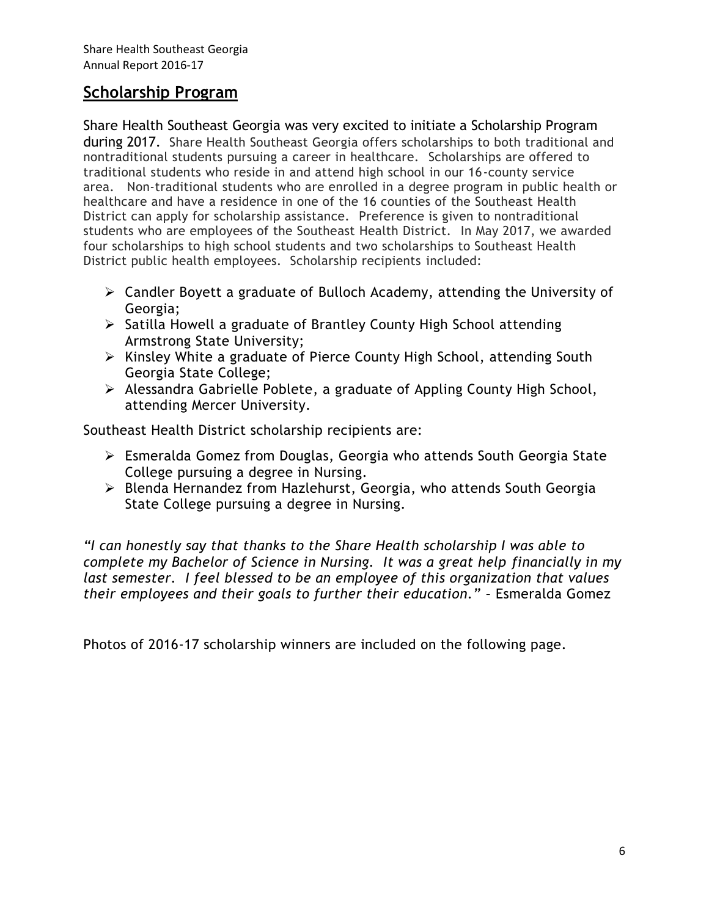## Scholarship Program

Share Health Southeast Georgia was very excited to initiate a Scholarship Program during 2017. Share Health Southeast Georgia offers scholarships to both traditional and nontraditional students pursuing a career in healthcare. Scholarships are offered to traditional students who reside in and attend high school in our 16-county service area. Non-traditional students who are enrolled in a degree program in public health or healthcare and have a residence in one of the 16 counties of the Southeast Health District can apply for scholarship assistance. Preference is given to nontraditional students who are employees of the Southeast Health District. In May 2017, we awarded four scholarships to high school students and two scholarships to Southeast Health District public health employees. Scholarship recipients included:

- Candler Boyett a graduate of Bulloch Academy, attending the University of Georgia;
- Satilla Howell a graduate of Brantley County High School attending Armstrong State University;
- Kinsley White a graduate of Pierce County High School, attending South Georgia State College;
- Alessandra Gabrielle Poblete, a graduate of Appling County High School, attending Mercer University.

Southeast Health District scholarship recipients are:

- Esmeralda Gomez from Douglas, Georgia who attends South Georgia State College pursuing a degree in Nursing.
- Blenda Hernandez from Hazlehurst, Georgia, who attends South Georgia State College pursuing a degree in Nursing.

*"I can honestly say that thanks to the Share Health scholarship I was able to complete my Bachelor of Science in Nursing. It was a great help financially in my last semester. I feel blessed to be an employee of this organization that values their employees and their goals to further their education."* – Esmeralda Gomez

Photos of 2016-17 scholarship winners are included on the following page.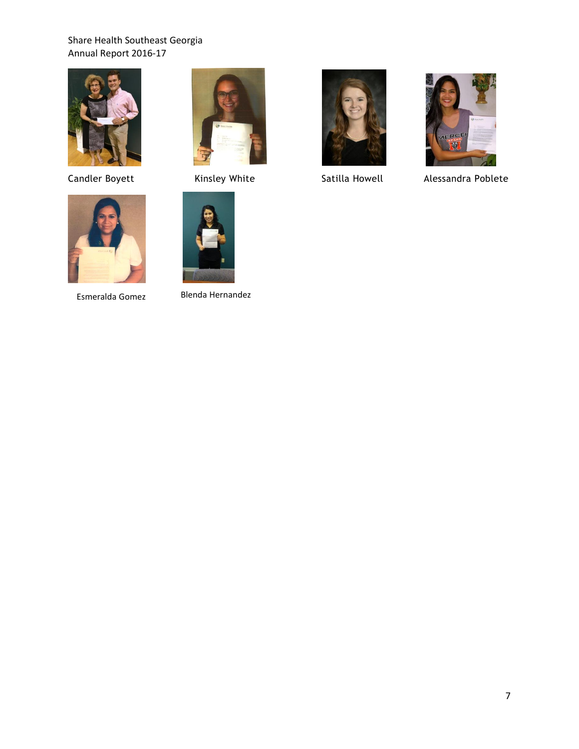Candler Boyett

Kinsley White

Satilla Howell

Alessandra Poblete

Esmeralda Gomez

Blenda Hernandez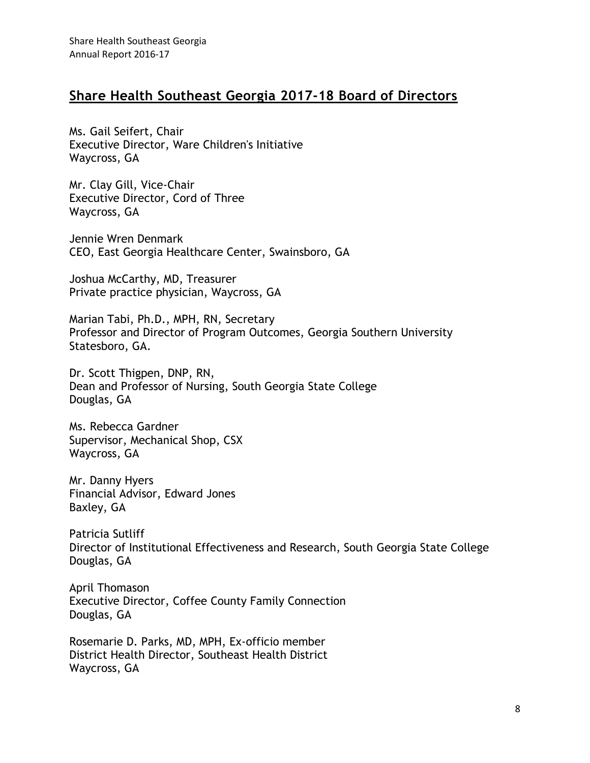## Share Health Southeast Georgia 2017-18 Board of Directors

Ms. Gail Seifert, Chair
Executive Director, Ware Children's Initiative
Waycross, GA

Mr. Clay Gill, Vice-Chair
Executive Director, Cord of Three
Waycross, GA

Jennie Wren Denmark
CEO, East Georgia Healthcare Center, Swainsboro, GA

Joshua McCarthy, MD, Treasurer
Private practice physician, Waycross, GA

Marian Tabi, Ph.D., MPH, RN, Secretary
Professor and Director of Program Outcomes, Georgia Southern University
Statesboro, GA.

Dr. Scott Thigpen, DNP, RN,
Dean and Professor of Nursing, South Georgia State College
Douglas, GA

Ms. Rebecca Gardner
Supervisor, Mechanical Shop, CSX
Waycross, GA

Mr. Danny Hyers
Financial Advisor, Edward Jones
Baxley, GA

Patricia Sutliff
Director of Institutional Effectiveness and Research, South Georgia State College
Douglas, GA

April Thomason
Executive Director, Coffee County Family Connection
Douglas, GA

Rosemarie D. Parks, MD, MPH, Ex-officio member
District Health Director, Southeast Health District
Waycross, GA